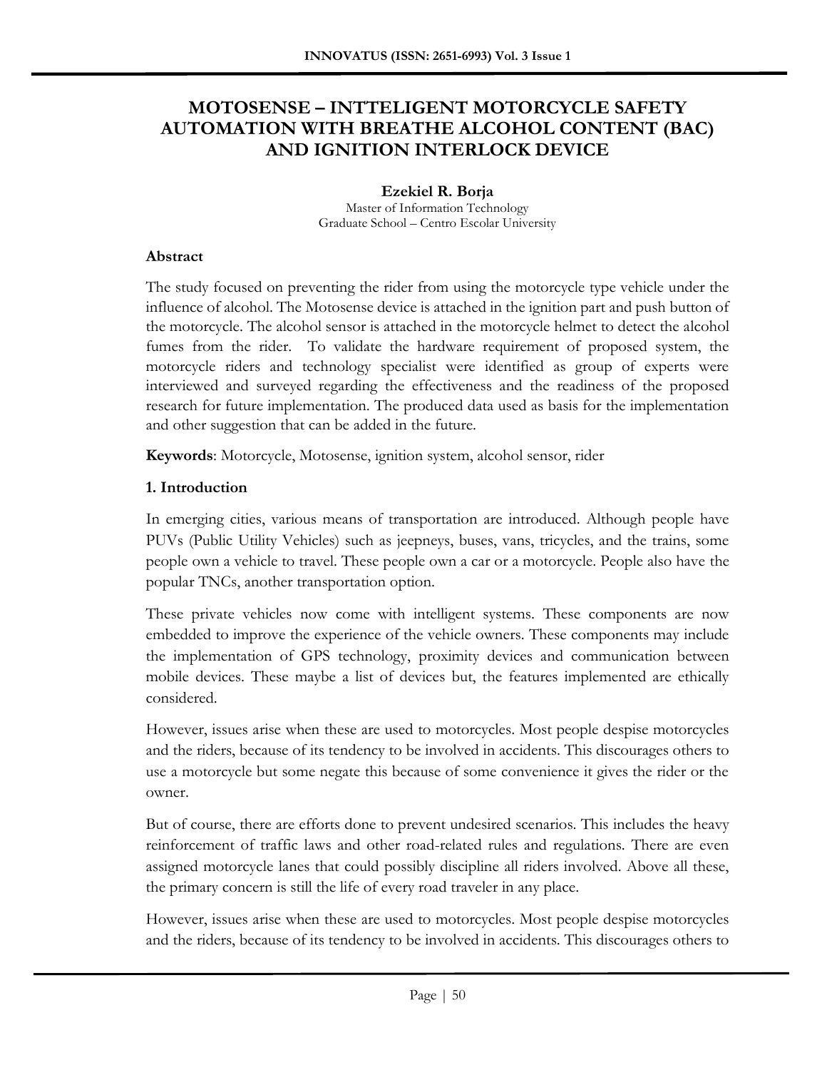# MOTOSENSE – INTTELIGENT MOTORCYCLE SAFETY AUTOMATION WITH BREATHE ALCOHOL CONTENT (BAC) AND IGNITION INTERLOCK DEVICE

**Ezekiel R. Borja**
Master of Information Technology
Graduate School – Centro Escolar University

**Abstract**

The study focused on preventing the rider from using the motorcycle type vehicle under the influence of alcohol. The Motosense device is attached in the ignition part and push button of the motorcycle. The alcohol sensor is attached in the motorcycle helmet to detect the alcohol fumes from the rider. To validate the hardware requirement of proposed system, the motorcycle riders and technology specialist were identified as group of experts were interviewed and surveyed regarding the effectiveness and the readiness of the proposed research for future implementation. The produced data used as basis for the implementation and other suggestion that can be added in the future.

**Keywords**: Motorcycle, Motosense, ignition system, alcohol sensor, rider

## 1. Introduction

In emerging cities, various means of transportation are introduced. Although people have PUVs (Public Utility Vehicles) such as jeepneys, buses, vans, tricycles, and the trains, some people own a vehicle to travel. These people own a car or a motorcycle. People also have the popular TNCs, another transportation option.

These private vehicles now come with intelligent systems. These components are now embedded to improve the experience of the vehicle owners. These components may include the implementation of GPS technology, proximity devices and communication between mobile devices. These maybe a list of devices but, the features implemented are ethically considered.

However, issues arise when these are used to motorcycles. Most people despise motorcycles and the riders, because of its tendency to be involved in accidents. This discourages others to use a motorcycle but some negate this because of some convenience it gives the rider or the owner.

But of course, there are efforts done to prevent undesired scenarios. This includes the heavy reinforcement of traffic laws and other road-related rules and regulations. There are even assigned motorcycle lanes that could possibly discipline all riders involved. Above all these, the primary concern is still the life of every road traveler in any place.

However, issues arise when these are used to motorcycles. Most people despise motorcycles and the riders, because of its tendency to be involved in accidents. This discourages others to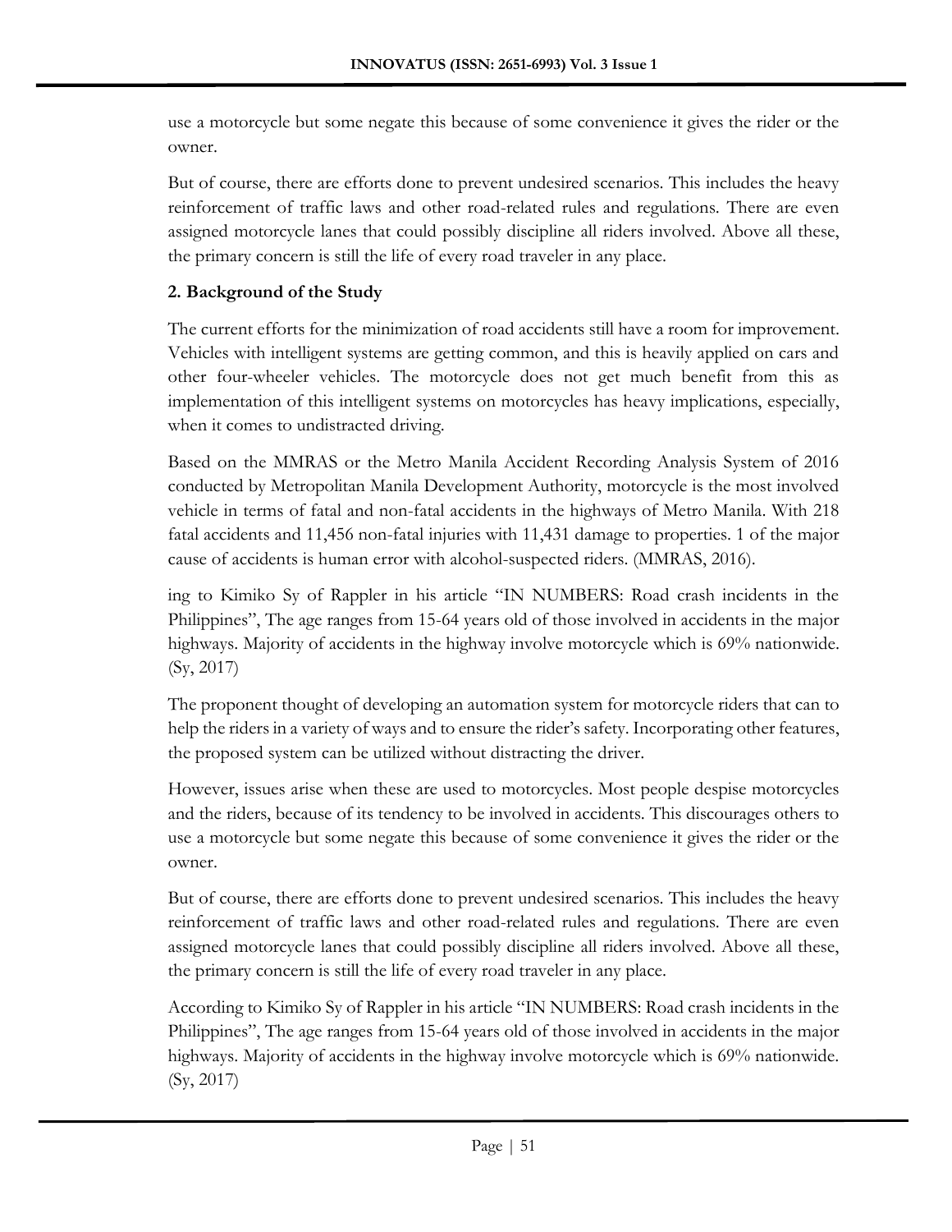use a motorcycle but some negate this because of some convenience it gives the rider or the owner.

But of course, there are efforts done to prevent undesired scenarios. This includes the heavy reinforcement of traffic laws and other road-related rules and regulations. There are even assigned motorcycle lanes that could possibly discipline all riders involved. Above all these, the primary concern is still the life of every road traveler in any place.

## 2. Background of the Study

The current efforts for the minimization of road accidents still have a room for improvement. Vehicles with intelligent systems are getting common, and this is heavily applied on cars and other four-wheeler vehicles. The motorcycle does not get much benefit from this as implementation of this intelligent systems on motorcycles has heavy implications, especially, when it comes to undistracted driving.

Based on the MMRAS or the Metro Manila Accident Recording Analysis System of 2016 conducted by Metropolitan Manila Development Authority, motorcycle is the most involved vehicle in terms of fatal and non-fatal accidents in the highways of Metro Manila. With 218 fatal accidents and 11,456 non-fatal injuries with 11,431 damage to properties. 1 of the major cause of accidents is human error with alcohol-suspected riders. (MMRAS, 2016).

ing to Kimiko Sy of Rappler in his article "IN NUMBERS: Road crash incidents in the Philippines", The age ranges from 15-64 years old of those involved in accidents in the major highways. Majority of accidents in the highway involve motorcycle which is 69% nationwide. (Sy, 2017)

The proponent thought of developing an automation system for motorcycle riders that can to help the riders in a variety of ways and to ensure the rider's safety. Incorporating other features, the proposed system can be utilized without distracting the driver.

However, issues arise when these are used to motorcycles. Most people despise motorcycles and the riders, because of its tendency to be involved in accidents. This discourages others to use a motorcycle but some negate this because of some convenience it gives the rider or the owner.

But of course, there are efforts done to prevent undesired scenarios. This includes the heavy reinforcement of traffic laws and other road-related rules and regulations. There are even assigned motorcycle lanes that could possibly discipline all riders involved. Above all these, the primary concern is still the life of every road traveler in any place.

According to Kimiko Sy of Rappler in his article "IN NUMBERS: Road crash incidents in the Philippines", The age ranges from 15-64 years old of those involved in accidents in the major highways. Majority of accidents in the highway involve motorcycle which is 69% nationwide. (Sy, 2017)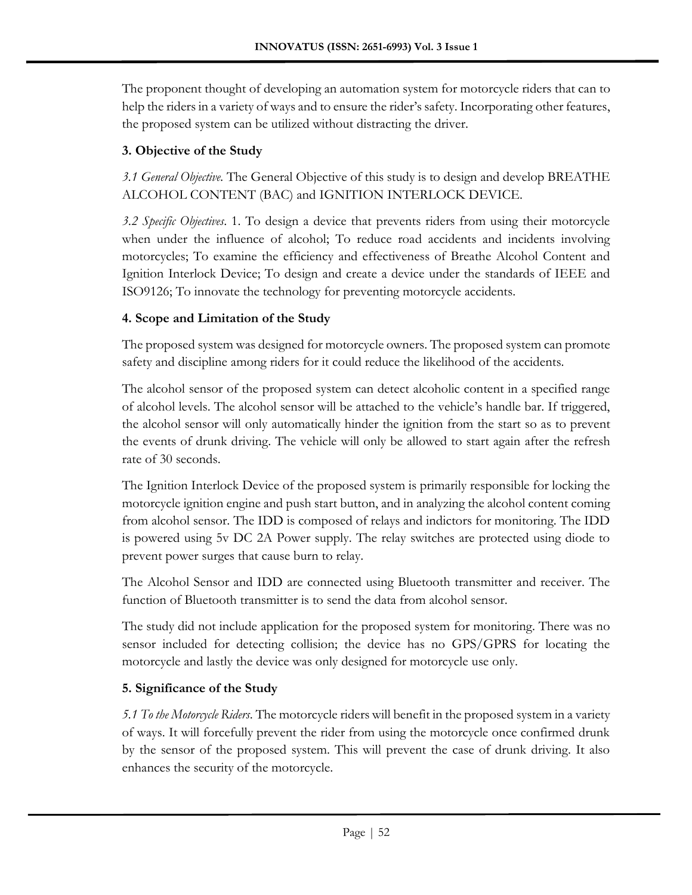The proponent thought of developing an automation system for motorcycle riders that can to help the riders in a variety of ways and to ensure the rider's safety. Incorporating other features, the proposed system can be utilized without distracting the driver.

## 3. Objective of the Study

*3.1 General Objective.* The General Objective of this study is to design and develop BREATHE ALCOHOL CONTENT (BAC) and IGNITION INTERLOCK DEVICE.

*3.2 Specific Objectives.* 1. To design a device that prevents riders from using their motorcycle when under the influence of alcohol; To reduce road accidents and incidents involving motorcycles; To examine the efficiency and effectiveness of Breathe Alcohol Content and Ignition Interlock Device; To design and create a device under the standards of IEEE and ISO9126; To innovate the technology for preventing motorcycle accidents.

## 4. Scope and Limitation of the Study

The proposed system was designed for motorcycle owners. The proposed system can promote safety and discipline among riders for it could reduce the likelihood of the accidents.

The alcohol sensor of the proposed system can detect alcoholic content in a specified range of alcohol levels. The alcohol sensor will be attached to the vehicle's handle bar. If triggered, the alcohol sensor will only automatically hinder the ignition from the start so as to prevent the events of drunk driving. The vehicle will only be allowed to start again after the refresh rate of 30 seconds.

The Ignition Interlock Device of the proposed system is primarily responsible for locking the motorcycle ignition engine and push start button, and in analyzing the alcohol content coming from alcohol sensor. The IDD is composed of relays and indictors for monitoring. The IDD is powered using 5v DC 2A Power supply. The relay switches are protected using diode to prevent power surges that cause burn to relay.

The Alcohol Sensor and IDD are connected using Bluetooth transmitter and receiver. The function of Bluetooth transmitter is to send the data from alcohol sensor.

The study did not include application for the proposed system for monitoring. There was no sensor included for detecting collision; the device has no GPS/GPRS for locating the motorcycle and lastly the device was only designed for motorcycle use only.

## 5. Significance of the Study

*5.1 To the Motorcycle Riders.* The motorcycle riders will benefit in the proposed system in a variety of ways. It will forcefully prevent the rider from using the motorcycle once confirmed drunk by the sensor of the proposed system. This will prevent the case of drunk driving. It also enhances the security of the motorcycle.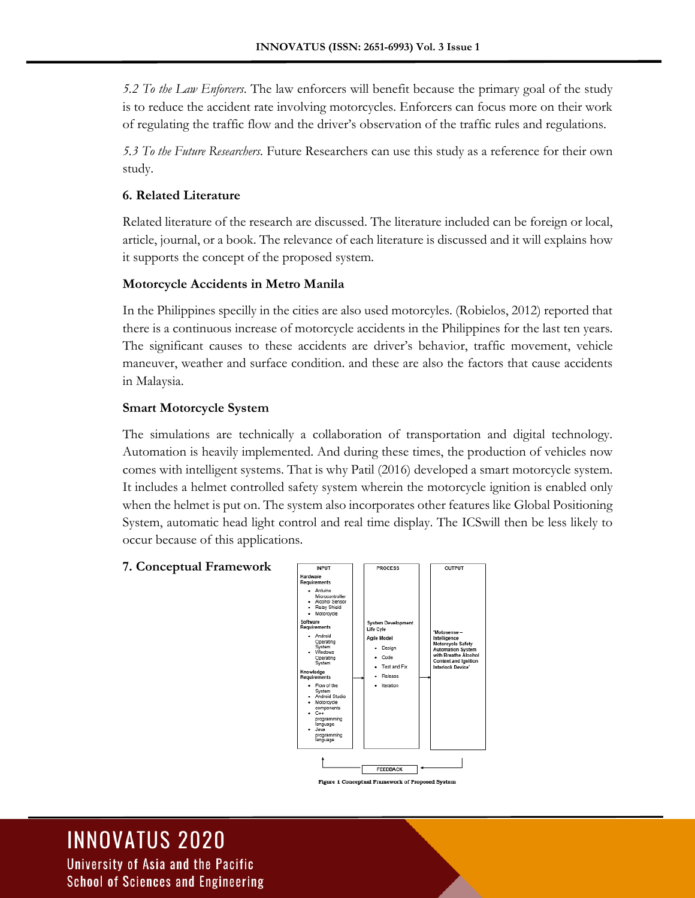*5.2 To the Law Enforcers.* The law enforcers will benefit because the primary goal of the study is to reduce the accident rate involving motorcycles. Enforcers can focus more on their work of regulating the traffic flow and the driver's observation of the traffic rules and regulations.

*5.3 To the Future Researchers.* Future Researchers can use this study as a reference for their own study.

## 6. Related Literature

Related literature of the research are discussed. The literature included can be foreign or local, article, journal, or a book. The relevance of each literature is discussed and it will explains how it supports the concept of the proposed system.

### Motorcycle Accidents in Metro Manila

In the Philippines specilly in the cities are also used motorcyles. (Robielos, 2012) reported that there is a continuous increase of motorcycle accidents in the Philippines for the last ten years. The significant causes to these accidents are driver's behavior, traffic movement, vehicle maneuver, weather and surface condition. and these are also the factors that cause accidents in Malaysia.

### Smart Motorcycle System

The simulations are technically a collaboration of transportation and digital technology. Automation is heavily implemented. And during these times, the production of vehicles now comes with intelligent systems. That is why Patil (2016) developed a smart motorcycle system. It includes a helmet controlled safety system wherein the motorcycle ignition is enabled only when the helmet is put on. The system also incorporates other features like Global Positioning System, automatic head light control and real time display. The ICSwill then be less likely to occur because of this applications.

## 7. Conceptual Framework

| INPUT | PROCESS | OUTPUT |
| --- | --- | --- |
| **Hardware Requirements**<br>• Arduino Microcontroller<br>• Alcohol Sensor<br>• Relay Shield<br>• Motorcycle<br>**Software Requirements**<br>• Android Operating System<br>• Windows Operating System<br>**Knowledge Requirements**<br>• Flow of the System<br>• Android Studio<br>• Motorcycle components<br>• C++ programming language<br>• Java programming language | System Development Life Cyle<br>Agile Model<br>• Design<br>• Code<br>• Test and Fix<br>• Release<br>• Iteration | 'Motosense – Intelligence Motorcycle Safety Automation System with Breathe Alcohol Content and Ignition Interlock Device' |

FEEDBACK

Figure 1 Conceptual Framework of Proposed System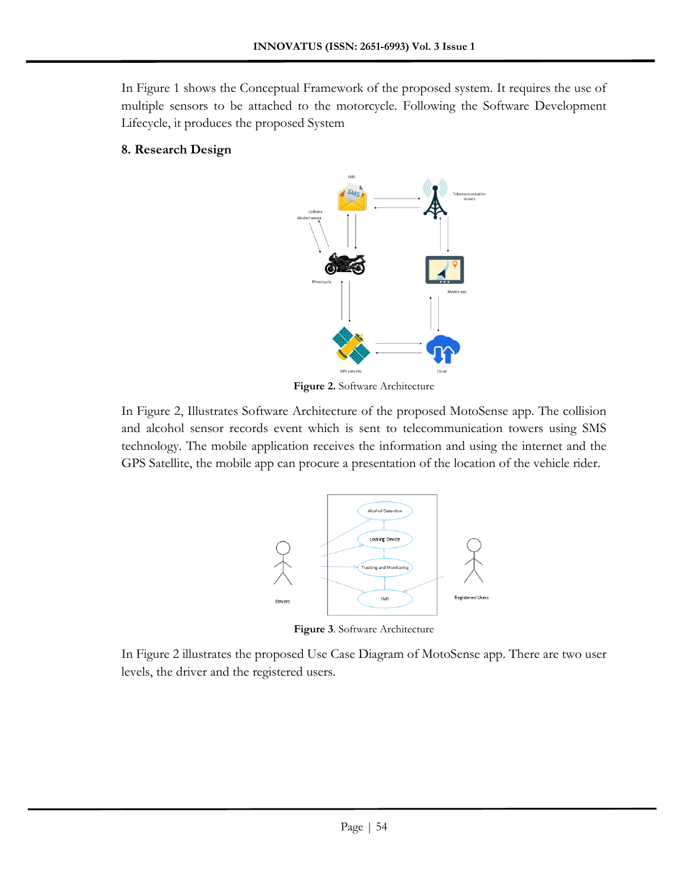In Figure 1 shows the Conceptual Framework of the proposed system. It requires the use of multiple sensors to be attached to the motorcycle. Following the Software Development Lifecycle, it produces the proposed System

## 8. Research Design

**Figure 2.** Software Architecture

In Figure 2, Illustrates Software Architecture of the proposed MotoSense app. The collision and alcohol sensor records event which is sent to telecommunication towers using SMS technology. The mobile application receives the information and using the internet and the GPS Satellite, the mobile app can procure a presentation of the location of the vehicle rider.

**Figure 3**. Software Architecture

In Figure 2 illustrates the proposed Use Case Diagram of MotoSense app. There are two user levels, the driver and the registered users.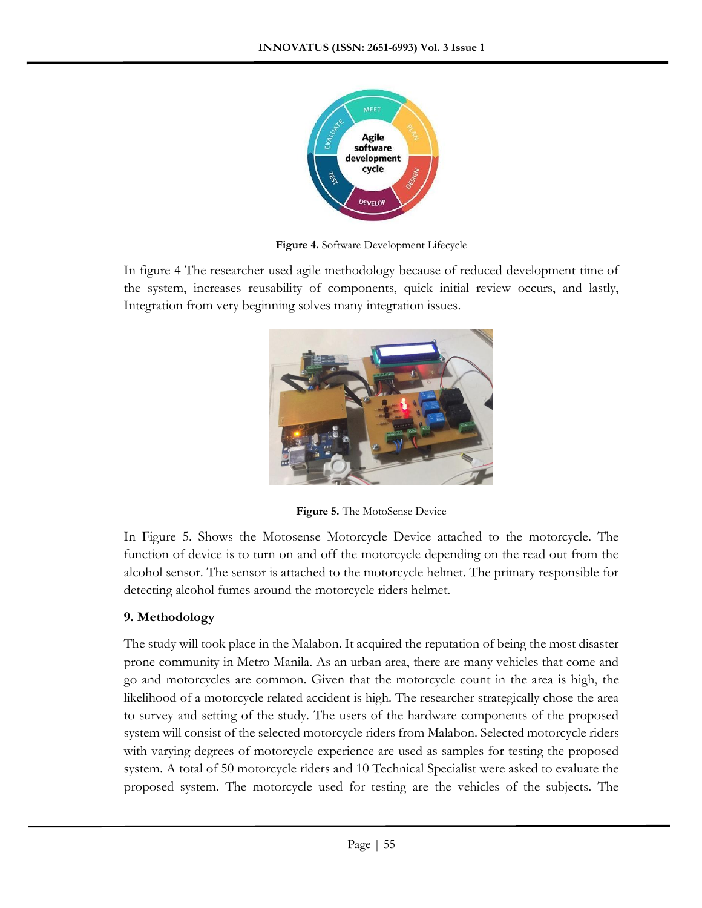**Figure 4.** Software Development Lifecycle

In figure 4 The researcher used agile methodology because of reduced development time of the system, increases reusability of components, quick initial review occurs, and lastly, Integration from very beginning solves many integration issues.

**Figure 5.** The MotoSense Device

In Figure 5. Shows the Motosense Motorcycle Device attached to the motorcycle. The function of device is to turn on and off the motorcycle depending on the read out from the alcohol sensor. The sensor is attached to the motorcycle helmet. The primary responsible for detecting alcohol fumes around the motorcycle riders helmet.

### 9. Methodology

The study will took place in the Malabon. It acquired the reputation of being the most disaster prone community in Metro Manila. As an urban area, there are many vehicles that come and go and motorcycles are common. Given that the motorcycle count in the area is high, the likelihood of a motorcycle related accident is high. The researcher strategically chose the area to survey and setting of the study. The users of the hardware components of the proposed system will consist of the selected motorcycle riders from Malabon. Selected motorcycle riders with varying degrees of motorcycle experience are used as samples for testing the proposed system. A total of 50 motorcycle riders and 10 Technical Specialist were asked to evaluate the proposed system. The motorcycle used for testing are the vehicles of the subjects. The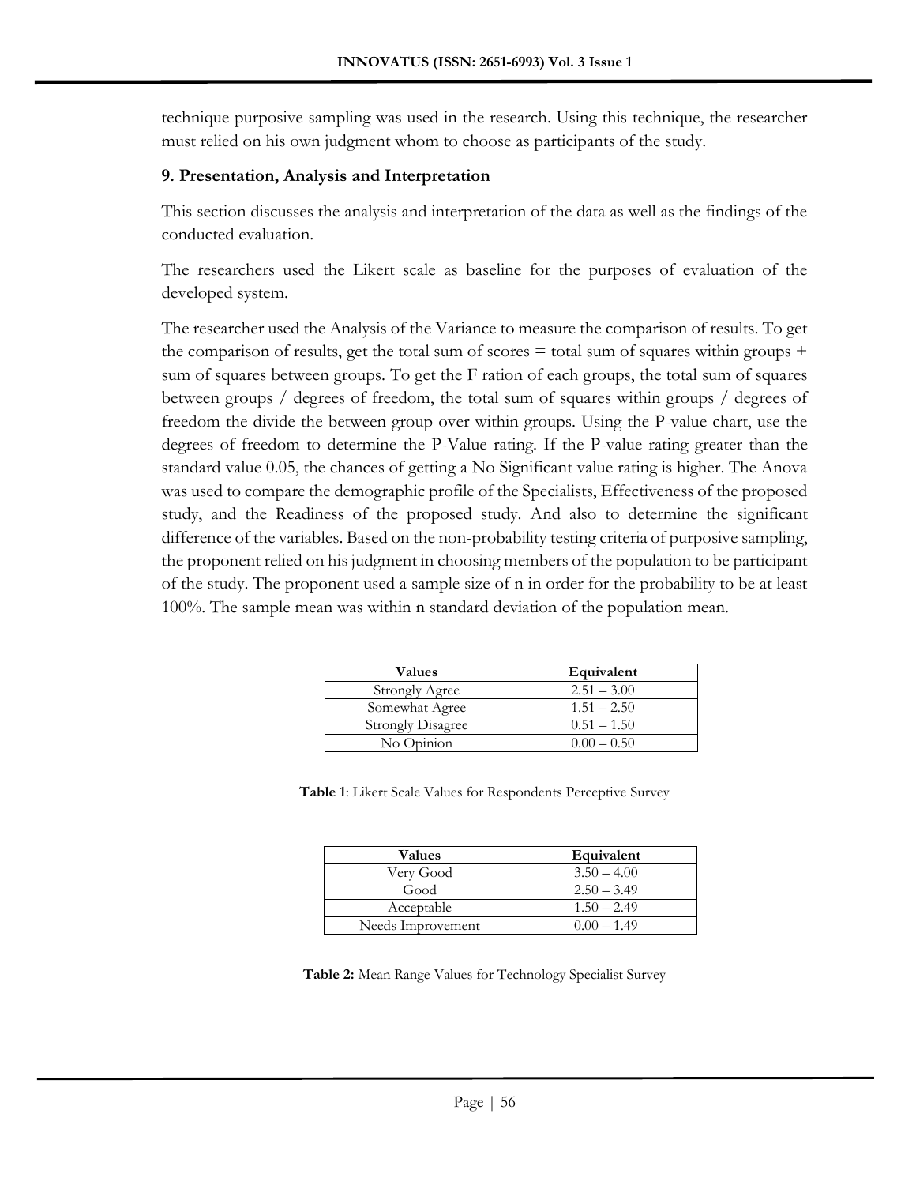technique purposive sampling was used in the research. Using this technique, the researcher must relied on his own judgment whom to choose as participants of the study.

## 9. Presentation, Analysis and Interpretation

This section discusses the analysis and interpretation of the data as well as the findings of the conducted evaluation.

The researchers used the Likert scale as baseline for the purposes of evaluation of the developed system.

The researcher used the Analysis of the Variance to measure the comparison of results. To get the comparison of results, get the total sum of scores = total sum of squares within groups + sum of squares between groups. To get the F ration of each groups, the total sum of squares between groups / degrees of freedom, the total sum of squares within groups / degrees of freedom the divide the between group over within groups. Using the P-value chart, use the degrees of freedom to determine the P-Value rating. If the P-value rating greater than the standard value 0.05, the chances of getting a No Significant value rating is higher. The Anova was used to compare the demographic profile of the Specialists, Effectiveness of the proposed study, and the Readiness of the proposed study. And also to determine the significant difference of the variables. Based on the non-probability testing criteria of purposive sampling, the proponent relied on his judgment in choosing members of the population to be participant of the study. The proponent used a sample size of n in order for the probability to be at least 100%. The sample mean was within n standard deviation of the population mean.

| Values | Equivalent |
|---|---|
| Strongly Agree | 2.51 – 3.00 |
| Somewhat Agree | 1.51 – 2.50 |
| Strongly Disagree | 0.51 – 1.50 |
| No Opinion | 0.00 – 0.50 |

**Table 1**: Likert Scale Values for Respondents Perceptive Survey

| Values | Equivalent |
|---|---|
| Very Good | 3.50 – 4.00 |
| Good | 2.50 – 3.49 |
| Acceptable | 1.50 – 2.49 |
| Needs Improvement | 0.00 – 1.49 |

**Table 2:** Mean Range Values for Technology Specialist Survey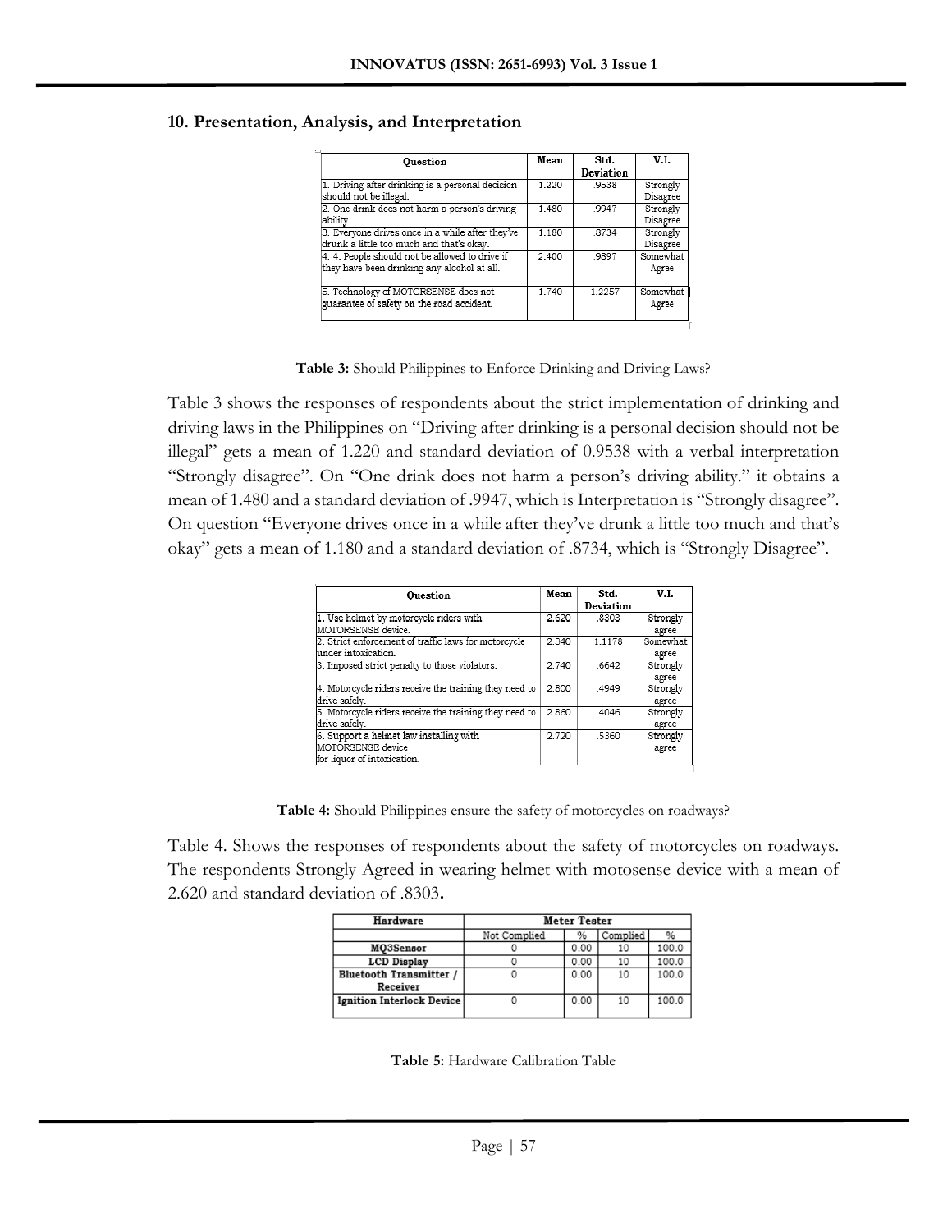## 10. Presentation, Analysis, and Interpretation

| Question | Mean | Std. Deviation | V.I. |
|---|---|---|---|
| 1. Driving after drinking is a personal decision should not be illegal. | 1.220 | .9538 | Strongly Disagree |
| 2. One drink does not harm a person's driving ability. | 1.480 | .9947 | Strongly Disagree |
| 3. Everyone drives once in a while after they've drunk a little too much and that's okay. | 1.180 | .8734 | Strongly Disagree |
| 4. 4. People should not be allowed to drive if they have been drinking any alcohol at all. | 2.400 | .9897 | Somewhat Agree |
| 5. Technology of MOTORSENSE does not guarantee of safety on the road accident. | 1.740 | 1.2257 | Somewhat Agree |

**Table 3:** Should Philippines to Enforce Drinking and Driving Laws?

Table 3 shows the responses of respondents about the strict implementation of drinking and driving laws in the Philippines on "Driving after drinking is a personal decision should not be illegal" gets a mean of 1.220 and standard deviation of 0.9538 with a verbal interpretation "Strongly disagree". On "One drink does not harm a person's driving ability." it obtains a mean of 1.480 and a standard deviation of .9947, which is Interpretation is "Strongly disagree". On question "Everyone drives once in a while after they've drunk a little too much and that's okay" gets a mean of 1.180 and a standard deviation of .8734, which is "Strongly Disagree".

| Question | Mean | Std. Deviation | V.I. |
|---|---|---|---|
| 1. Use helmet by motorcycle riders with MOTORSENSE device. | 2.620 | .8303 | Strongly agree |
| 2. Strict enforcement of traffic laws for motorcycle under intoxication. | 2.340 | 1.1178 | Somewhat agree |
| 3. Imposed strict penalty to those violators. | 2.740 | .6642 | Strongly agree |
| 4. Motorcycle riders receive the training they need to drive safely. | 2.800 | .4949 | Strongly agree |
| 5. Motorcycle riders receive the training they need to drive safely. | 2.860 | .4046 | Strongly agree |
| 6. Support a helmet law installing with MOTORSENSE device for liquor of intoxication. | 2.720 | .5360 | Strongly agree |

**Table 4:** Should Philippines ensure the safety of motorcycles on roadways?

Table 4. Shows the responses of respondents about the safety of motorcycles on roadways. The respondents Strongly Agreed in wearing helmet with motosense device with a mean of 2.620 and standard deviation of .8303**.**

| Hardware | Meter Tester | | | |
|---|---|---|---|---|
| | Not Complied | % | Complied | % |
| MQ3Sensor | 0 | 0.00 | 10 | 100.0 |
| LCD Display | 0 | 0.00 | 10 | 100.0 |
| Bluetooth Transmitter / Receiver | 0 | 0.00 | 10 | 100.0 |
| Ignition Interlock Device | 0 | 0.00 | 10 | 100.0 |

**Table 5:** Hardware Calibration Table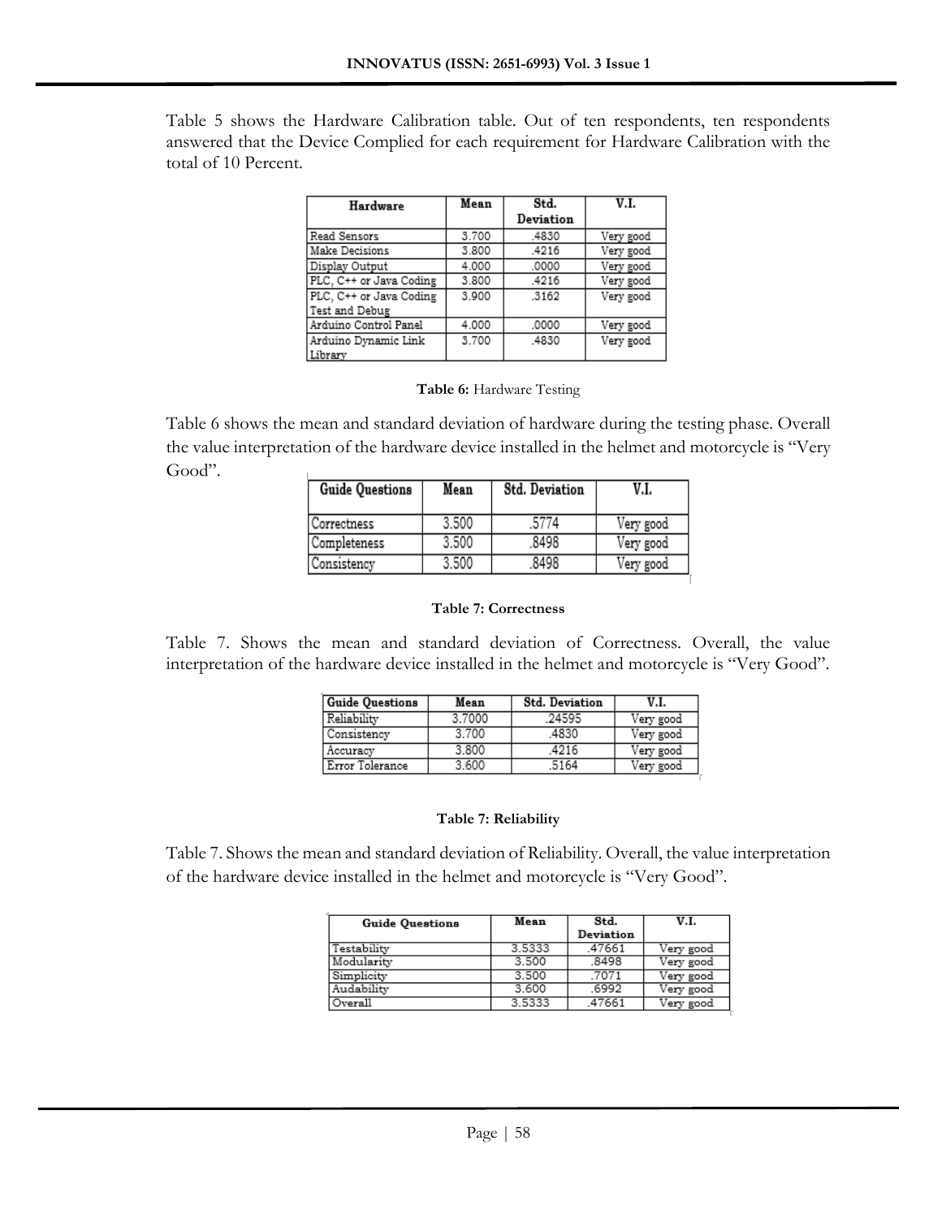Table 5 shows the Hardware Calibration table. Out of ten respondents, ten respondents answered that the Device Complied for each requirement for Hardware Calibration with the total of 10 Percent.

| Hardware | Mean | Std. Deviation | V.I. |
|---|---|---|---|
| Read Sensors | 3.700 | .4830 | Very good |
| Make Decisions | 3.800 | .4216 | Very good |
| Display Output | 4.000 | .0000 | Very good |
| PLC, C++ or Java Coding | 3.800 | .4216 | Very good |
| PLC, C++ or Java Coding Test and Debug | 3.900 | .3162 | Very good |
| Arduino Control Panel | 4.000 | .0000 | Very good |
| Arduino Dynamic Link Library | 3.700 | .4830 | Very good |

**Table 6:** Hardware Testing

Table 6 shows the mean and standard deviation of hardware during the testing phase. Overall the value interpretation of the hardware device installed in the helmet and motorcycle is "Very Good".

| Guide Questions | Mean | Std. Deviation | V.I. |
|---|---|---|---|
| Correctness | 3.500 | .5774 | Very good |
| Completeness | 3.500 | .8498 | Very good |
| Consistency | 3.500 | .8498 | Very good |

**Table 7: Correctness**

Table 7. Shows the mean and standard deviation of Correctness. Overall, the value interpretation of the hardware device installed in the helmet and motorcycle is "Very Good".

| Guide Questions | Mean | Std. Deviation | V.I. |
|---|---|---|---|
| Reliability | 3.7000 | .24595 | Very good |
| Consistency | 3.700 | .4830 | Very good |
| Accuracy | 3.800 | .4216 | Very good |
| Error Tolerance | 3.600 | .5164 | Very good |

**Table 7: Reliability**

Table 7. Shows the mean and standard deviation of Reliability. Overall, the value interpretation of the hardware device installed in the helmet and motorcycle is "Very Good".

| Guide Questions | Mean | Std. Deviation | V.I. |
|---|---|---|---|
| Testability | 3.5333 | .47661 | Very good |
| Modularity | 3.500 | .8498 | Very good |
| Simplicity | 3.500 | .7071 | Very good |
| Audability | 3.600 | .6992 | Very good |
| Overall | 3.5333 | .47661 | Very good |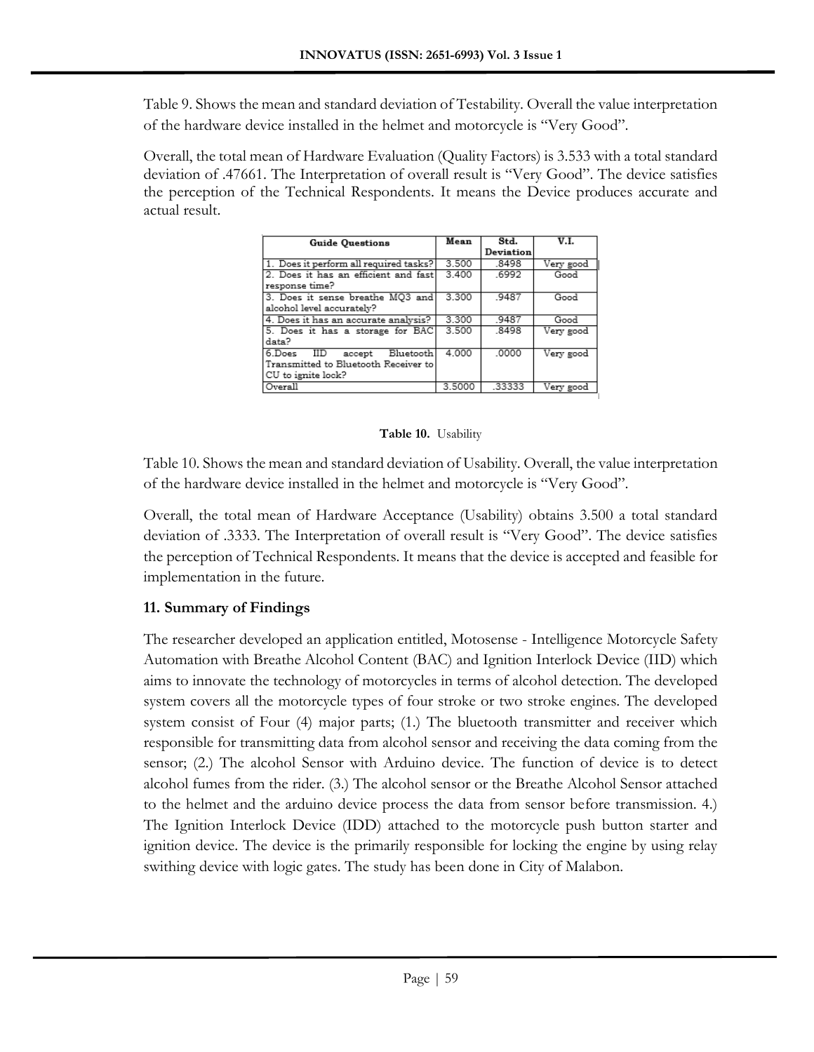Table 9. Shows the mean and standard deviation of Testability. Overall the value interpretation of the hardware device installed in the helmet and motorcycle is "Very Good".

Overall, the total mean of Hardware Evaluation (Quality Factors) is 3.533 with a total standard deviation of .47661. The Interpretation of overall result is "Very Good". The device satisfies the perception of the Technical Respondents. It means the Device produces accurate and actual result.

| Guide Questions | Mean | Std. Deviation | V.I. |
|---|---|---|---|
| 1. Does it perform all required tasks? | 3.500 | .8498 | Very good |
| 2. Does it has an efficient and fast response time? | 3.400 | .6992 | Good |
| 3. Does it sense breathe MQ3 and alcohol level accurately? | 3.300 | .9487 | Good |
| 4. Does it has an accurate analysis? | 3.300 | .9487 | Good |
| 5. Does it has a storage for BAC data? | 3.500 | .8498 | Very good |
| 6.Does IID accept Bluetooth Transmitted to Bluetooth Receiver to CU to ignite lock? | 4.000 | .0000 | Very good |
| Overall | 3.5000 | .33333 | Very good |

**Table 10.** Usability

Table 10. Shows the mean and standard deviation of Usability. Overall, the value interpretation of the hardware device installed in the helmet and motorcycle is "Very Good".

Overall, the total mean of Hardware Acceptance (Usability) obtains 3.500 a total standard deviation of .3333. The Interpretation of overall result is "Very Good". The device satisfies the perception of Technical Respondents. It means that the device is accepted and feasible for implementation in the future.

### 11. Summary of Findings

The researcher developed an application entitled, Motosense - Intelligence Motorcycle Safety Automation with Breathe Alcohol Content (BAC) and Ignition Interlock Device (IID) which aims to innovate the technology of motorcycles in terms of alcohol detection. The developed system covers all the motorcycle types of four stroke or two stroke engines. The developed system consist of Four (4) major parts; (1.) The bluetooth transmitter and receiver which responsible for transmitting data from alcohol sensor and receiving the data coming from the sensor; (2.) The alcohol Sensor with Arduino device. The function of device is to detect alcohol fumes from the rider. (3.) The alcohol sensor or the Breathe Alcohol Sensor attached to the helmet and the arduino device process the data from sensor before transmission. 4.) The Ignition Interlock Device (IDD) attached to the motorcycle push button starter and ignition device. The device is the primarily responsible for locking the engine by using relay swithing device with logic gates. The study has been done in City of Malabon.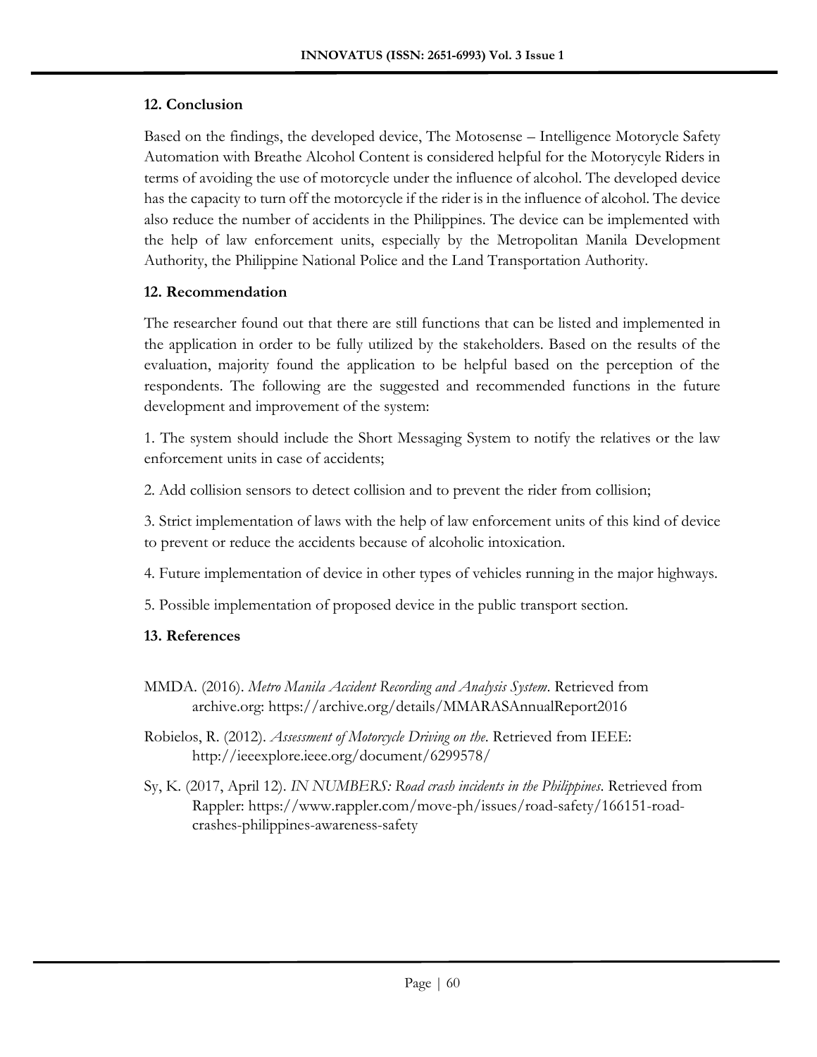## 12. Conclusion

Based on the findings, the developed device, The Motosense – Intelligence Motorycle Safety Automation with Breathe Alcohol Content is considered helpful for the Motorycyle Riders in terms of avoiding the use of motorcycle under the influence of alcohol. The developed device has the capacity to turn off the motorcycle if the rider is in the influence of alcohol. The device also reduce the number of accidents in the Philippines. The device can be implemented with the help of law enforcement units, especially by the Metropolitan Manila Development Authority, the Philippine National Police and the Land Transportation Authority.

## 12. Recommendation

The researcher found out that there are still functions that can be listed and implemented in the application in order to be fully utilized by the stakeholders. Based on the results of the evaluation, majority found the application to be helpful based on the perception of the respondents. The following are the suggested and recommended functions in the future development and improvement of the system:

1. The system should include the Short Messaging System to notify the relatives or the law enforcement units in case of accidents;

2. Add collision sensors to detect collision and to prevent the rider from collision;

3. Strict implementation of laws with the help of law enforcement units of this kind of device to prevent or reduce the accidents because of alcoholic intoxication.

4. Future implementation of device in other types of vehicles running in the major highways.

5. Possible implementation of proposed device in the public transport section.

## 13. References

MMDA. (2016). *Metro Manila Accident Recording and Analysis System*. Retrieved from archive.org: https://archive.org/details/MMARASAnnualReport2016

Robielos, R. (2012). *Assessment of Motorcycle Driving on the*. Retrieved from IEEE: http://ieeexplore.ieee.org/document/6299578/

Sy, K. (2017, April 12). *IN NUMBERS: Road crash incidents in the Philippines*. Retrieved from Rappler: https://www.rappler.com/move-ph/issues/road-safety/166151-road-crashes-philippines-awareness-safety